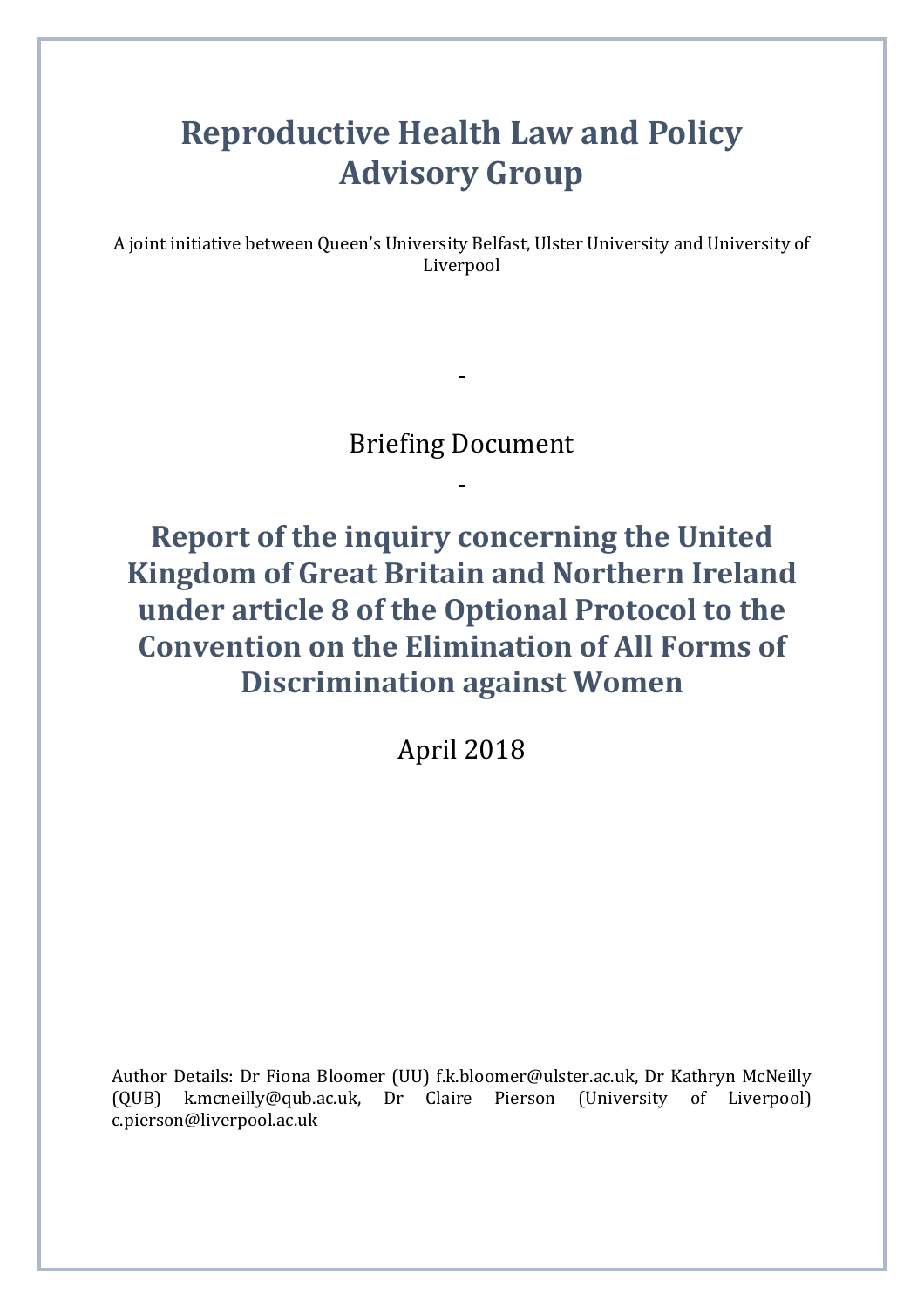# Reproductive Health Law and Policy Advisory Group

A joint initiative between Queen's University Belfast, Ulster University and University of Liverpool

-

Briefing Document

-

## Report of the inquiry concerning the United Kingdom of Great Britain and Northern Ireland under article 8 of the Optional Protocol to the Convention on the Elimination of All Forms of Discrimination against Women

April 2018

Author Details: Dr Fiona Bloomer (UU) f.k.bloomer@ulster.ac.uk, Dr Kathryn McNeilly (QUB) k.mcneilly@qub.ac.uk, Dr Claire Pierson (University of Liverpool) c.pierson@liverpool.ac.uk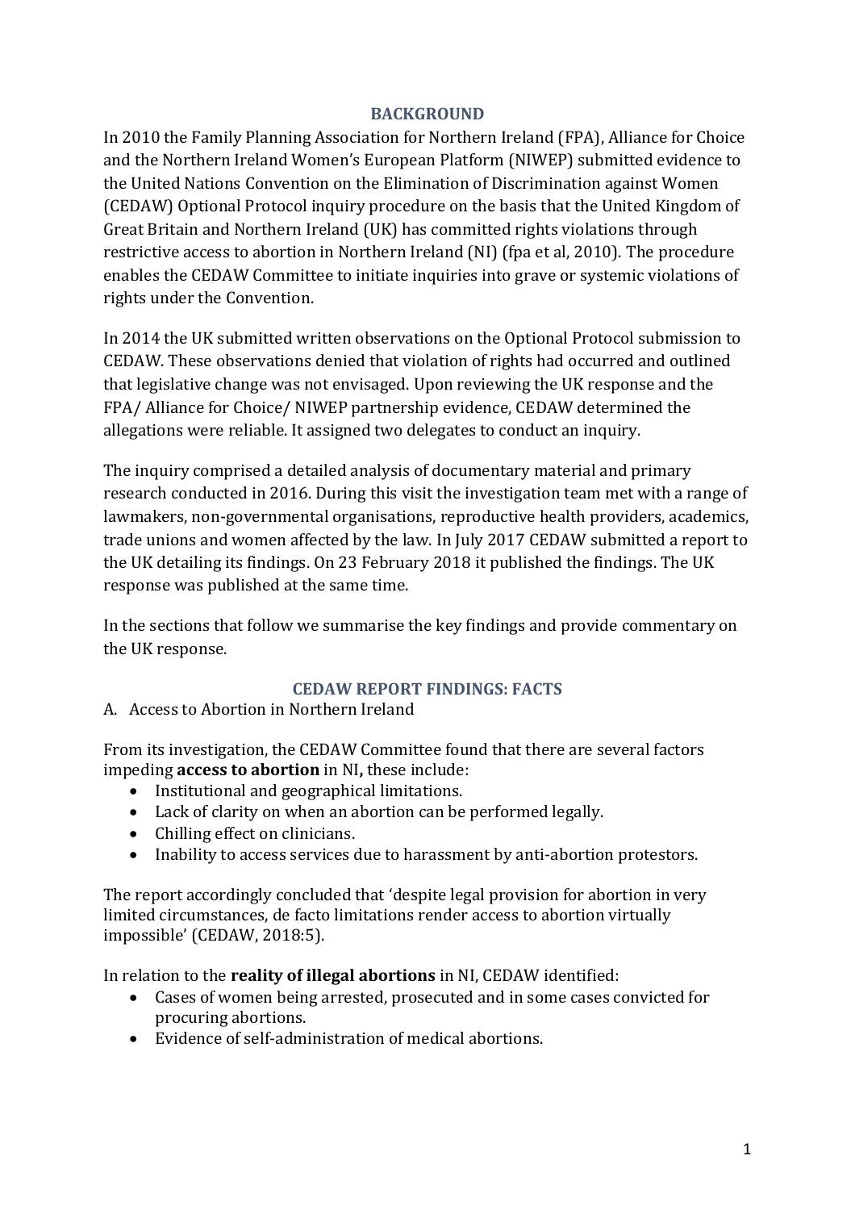## BACKGROUND

In 2010 the Family Planning Association for Northern Ireland (FPA), Alliance for Choice and the Northern Ireland Women's European Platform (NIWEP) submitted evidence to the United Nations Convention on the Elimination of Discrimination against Women (CEDAW) Optional Protocol inquiry procedure on the basis that the United Kingdom of Great Britain and Northern Ireland (UK) has committed rights violations through restrictive access to abortion in Northern Ireland (NI) (fpa et al, 2010). The procedure enables the CEDAW Committee to initiate inquiries into grave or systemic violations of rights under the Convention.

In 2014 the UK submitted written observations on the Optional Protocol submission to CEDAW. These observations denied that violation of rights had occurred and outlined that legislative change was not envisaged. Upon reviewing the UK response and the FPA/ Alliance for Choice/ NIWEP partnership evidence, CEDAW determined the allegations were reliable. It assigned two delegates to conduct an inquiry.

The inquiry comprised a detailed analysis of documentary material and primary research conducted in 2016. During this visit the investigation team met with a range of lawmakers, non-governmental organisations, reproductive health providers, academics, trade unions and women affected by the law. In July 2017 CEDAW submitted a report to the UK detailing its findings. On 23 February 2018 it published the findings. The UK response was published at the same time.

In the sections that follow we summarise the key findings and provide commentary on the UK response.

## CEDAW REPORT FINDINGS: FACTS

A. Access to Abortion in Northern Ireland

From its investigation, the CEDAW Committee found that there are several factors impeding **access to abortion** in NI**,** these include:

- Institutional and geographical limitations.
- Lack of clarity on when an abortion can be performed legally.
- Chilling effect on clinicians.
- Inability to access services due to harassment by anti-abortion protestors.

The report accordingly concluded that 'despite legal provision for abortion in very limited circumstances, de facto limitations render access to abortion virtually impossible' (CEDAW, 2018:5).

In relation to the **reality of illegal abortions** in NI, CEDAW identified:

- Cases of women being arrested, prosecuted and in some cases convicted for procuring abortions.
- Evidence of self-administration of medical abortions.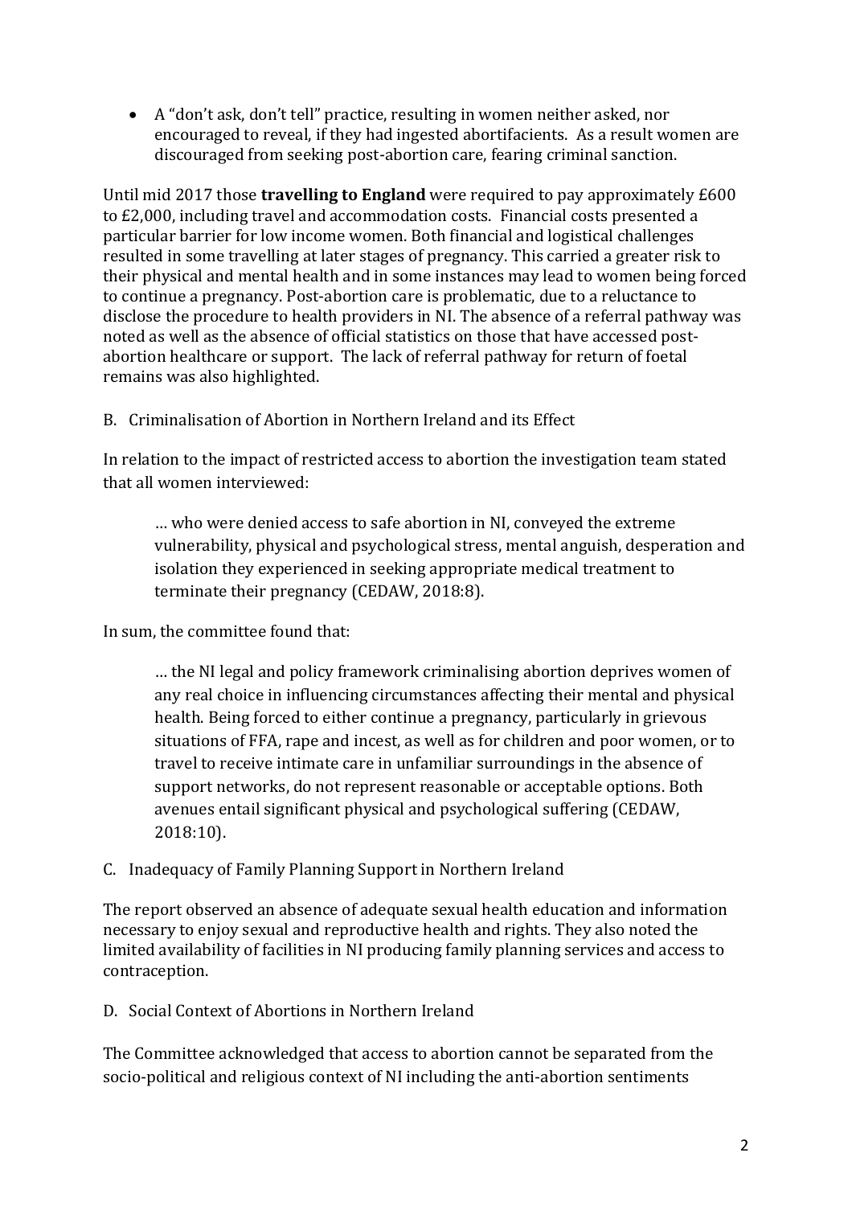- A "don't ask, don't tell" practice, resulting in women neither asked, nor encouraged to reveal, if they had ingested abortifacients. As a result women are discouraged from seeking post-abortion care, fearing criminal sanction.

Until mid 2017 those **travelling to England** were required to pay approximately £600 to £2,000, including travel and accommodation costs. Financial costs presented a particular barrier for low income women. Both financial and logistical challenges resulted in some travelling at later stages of pregnancy. This carried a greater risk to their physical and mental health and in some instances may lead to women being forced to continue a pregnancy. Post-abortion care is problematic, due to a reluctance to disclose the procedure to health providers in NI. The absence of a referral pathway was noted as well as the absence of official statistics on those that have accessed post-abortion healthcare or support. The lack of referral pathway for return of foetal remains was also highlighted.

B. Criminalisation of Abortion in Northern Ireland and its Effect

In relation to the impact of restricted access to abortion the investigation team stated that all women interviewed:

> … who were denied access to safe abortion in NI, conveyed the extreme vulnerability, physical and psychological stress, mental anguish, desperation and isolation they experienced in seeking appropriate medical treatment to terminate their pregnancy (CEDAW, 2018:8).

In sum, the committee found that:

> … the NI legal and policy framework criminalising abortion deprives women of any real choice in influencing circumstances affecting their mental and physical health. Being forced to either continue a pregnancy, particularly in grievous situations of FFA, rape and incest, as well as for children and poor women, or to travel to receive intimate care in unfamiliar surroundings in the absence of support networks, do not represent reasonable or acceptable options. Both avenues entail significant physical and psychological suffering (CEDAW, 2018:10).

C. Inadequacy of Family Planning Support in Northern Ireland

The report observed an absence of adequate sexual health education and information necessary to enjoy sexual and reproductive health and rights. They also noted the limited availability of facilities in NI producing family planning services and access to contraception.

D. Social Context of Abortions in Northern Ireland

The Committee acknowledged that access to abortion cannot be separated from the socio-political and religious context of NI including the anti-abortion sentiments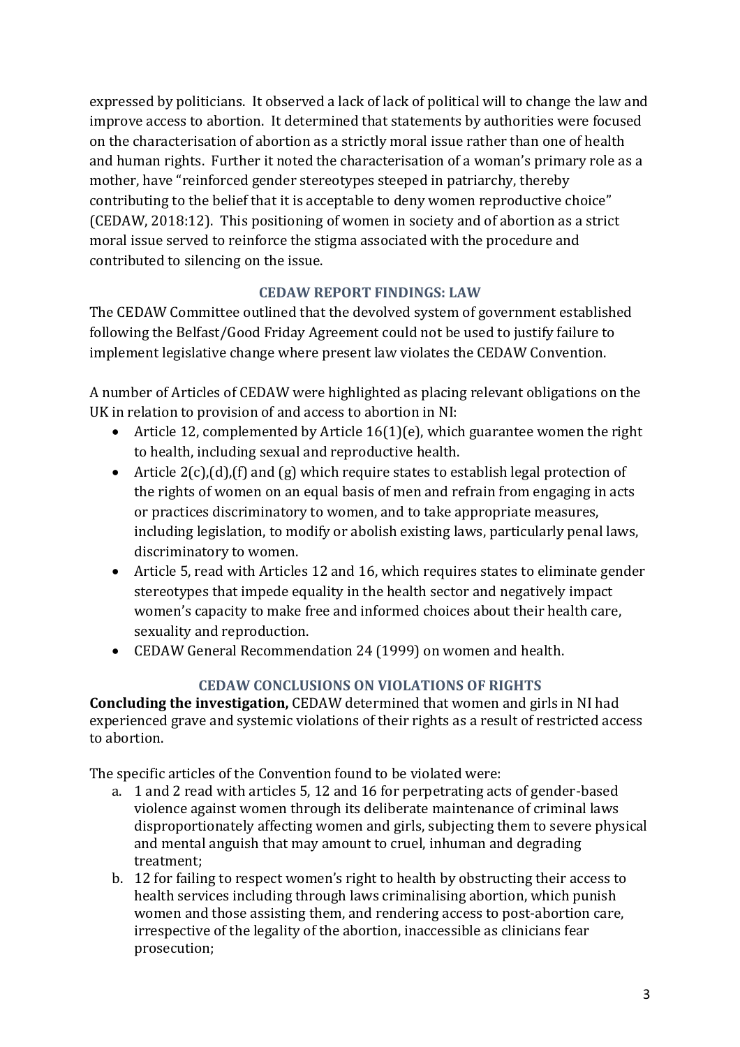expressed by politicians. It observed a lack of lack of political will to change the law and improve access to abortion. It determined that statements by authorities were focused on the characterisation of abortion as a strictly moral issue rather than one of health and human rights. Further it noted the characterisation of a woman's primary role as a mother, have "reinforced gender stereotypes steeped in patriarchy, thereby contributing to the belief that it is acceptable to deny women reproductive choice" (CEDAW, 2018:12). This positioning of women in society and of abortion as a strict moral issue served to reinforce the stigma associated with the procedure and contributed to silencing on the issue.

## CEDAW REPORT FINDINGS: LAW

The CEDAW Committee outlined that the devolved system of government established following the Belfast/Good Friday Agreement could not be used to justify failure to implement legislative change where present law violates the CEDAW Convention.

A number of Articles of CEDAW were highlighted as placing relevant obligations on the UK in relation to provision of and access to abortion in NI:

- Article 12, complemented by Article 16(1)(e), which guarantee women the right to health, including sexual and reproductive health.
- Article 2(c),(d),(f) and (g) which require states to establish legal protection of the rights of women on an equal basis of men and refrain from engaging in acts or practices discriminatory to women, and to take appropriate measures, including legislation, to modify or abolish existing laws, particularly penal laws, discriminatory to women.
- Article 5, read with Articles 12 and 16, which requires states to eliminate gender stereotypes that impede equality in the health sector and negatively impact women's capacity to make free and informed choices about their health care, sexuality and reproduction.
- CEDAW General Recommendation 24 (1999) on women and health.

## CEDAW CONCLUSIONS ON VIOLATIONS OF RIGHTS

**Concluding the investigation,** CEDAW determined that women and girls in NI had experienced grave and systemic violations of their rights as a result of restricted access to abortion.

The specific articles of the Convention found to be violated were:

a. 1 and 2 read with articles 5, 12 and 16 for perpetrating acts of gender-based violence against women through its deliberate maintenance of criminal laws disproportionately affecting women and girls, subjecting them to severe physical and mental anguish that may amount to cruel, inhuman and degrading treatment;
b. 12 for failing to respect women's right to health by obstructing their access to health services including through laws criminalising abortion, which punish women and those assisting them, and rendering access to post-abortion care, irrespective of the legality of the abortion, inaccessible as clinicians fear prosecution;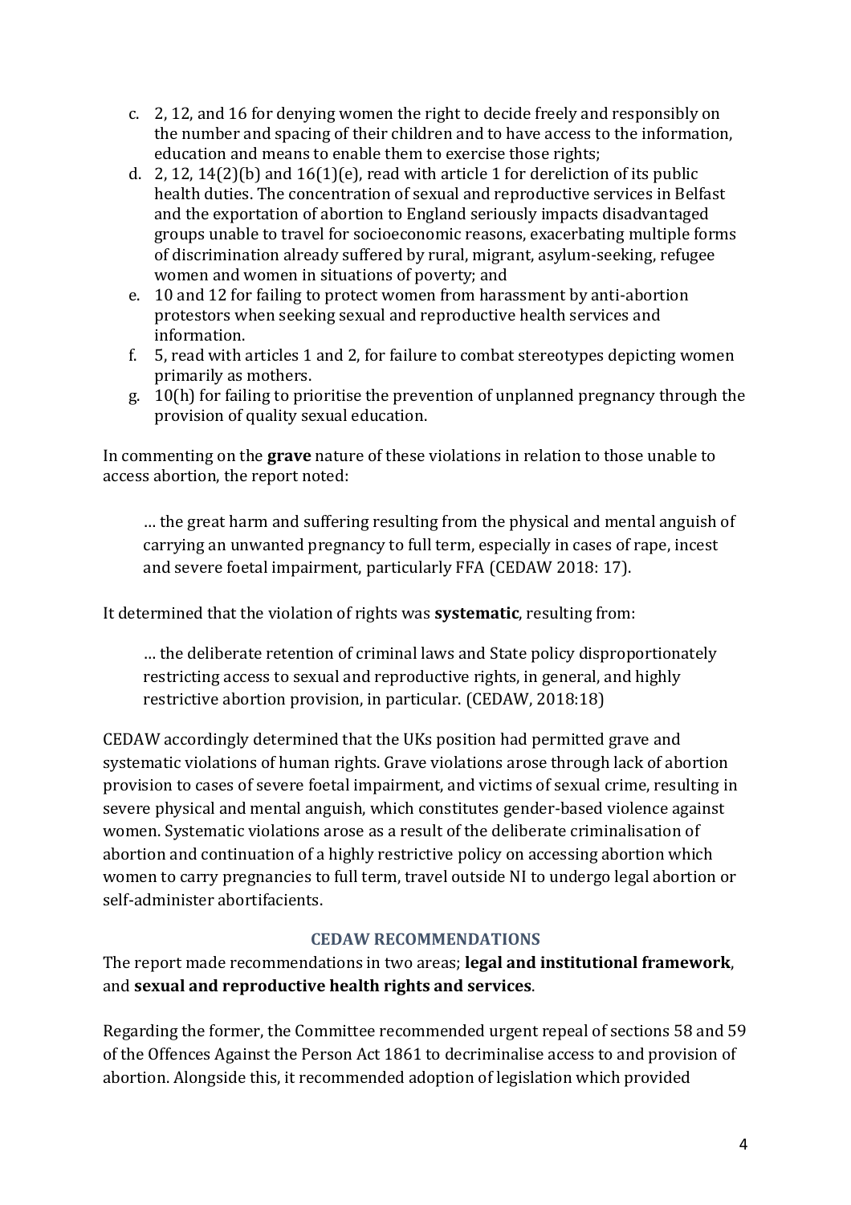c. 2, 12, and 16 for denying women the right to decide freely and responsibly on the number and spacing of their children and to have access to the information, education and means to enable them to exercise those rights;
d. 2, 12, 14(2)(b) and 16(1)(e), read with article 1 for dereliction of its public health duties. The concentration of sexual and reproductive services in Belfast and the exportation of abortion to England seriously impacts disadvantaged groups unable to travel for socioeconomic reasons, exacerbating multiple forms of discrimination already suffered by rural, migrant, asylum-seeking, refugee women and women in situations of poverty; and
e. 10 and 12 for failing to protect women from harassment by anti-abortion protestors when seeking sexual and reproductive health services and information.
f. 5, read with articles 1 and 2, for failure to combat stereotypes depicting women primarily as mothers.
g. 10(h) for failing to prioritise the prevention of unplanned pregnancy through the provision of quality sexual education.

In commenting on the **grave** nature of these violations in relation to those unable to access abortion, the report noted:

> … the great harm and suffering resulting from the physical and mental anguish of carrying an unwanted pregnancy to full term, especially in cases of rape, incest and severe foetal impairment, particularly FFA (CEDAW 2018: 17).

It determined that the violation of rights was **systematic**, resulting from:

> … the deliberate retention of criminal laws and State policy disproportionately restricting access to sexual and reproductive rights, in general, and highly restrictive abortion provision, in particular. (CEDAW, 2018:18)

CEDAW accordingly determined that the UKs position had permitted grave and systematic violations of human rights. Grave violations arose through lack of abortion provision to cases of severe foetal impairment, and victims of sexual crime, resulting in severe physical and mental anguish, which constitutes gender-based violence against women. Systematic violations arose as a result of the deliberate criminalisation of abortion and continuation of a highly restrictive policy on accessing abortion which women to carry pregnancies to full term, travel outside NI to undergo legal abortion or self-administer abortifacients.

## CEDAW RECOMMENDATIONS

The report made recommendations in two areas; **legal and institutional framework**, and **sexual and reproductive health rights and services**.

Regarding the former, the Committee recommended urgent repeal of sections 58 and 59 of the Offences Against the Person Act 1861 to decriminalise access to and provision of abortion. Alongside this, it recommended adoption of legislation which provided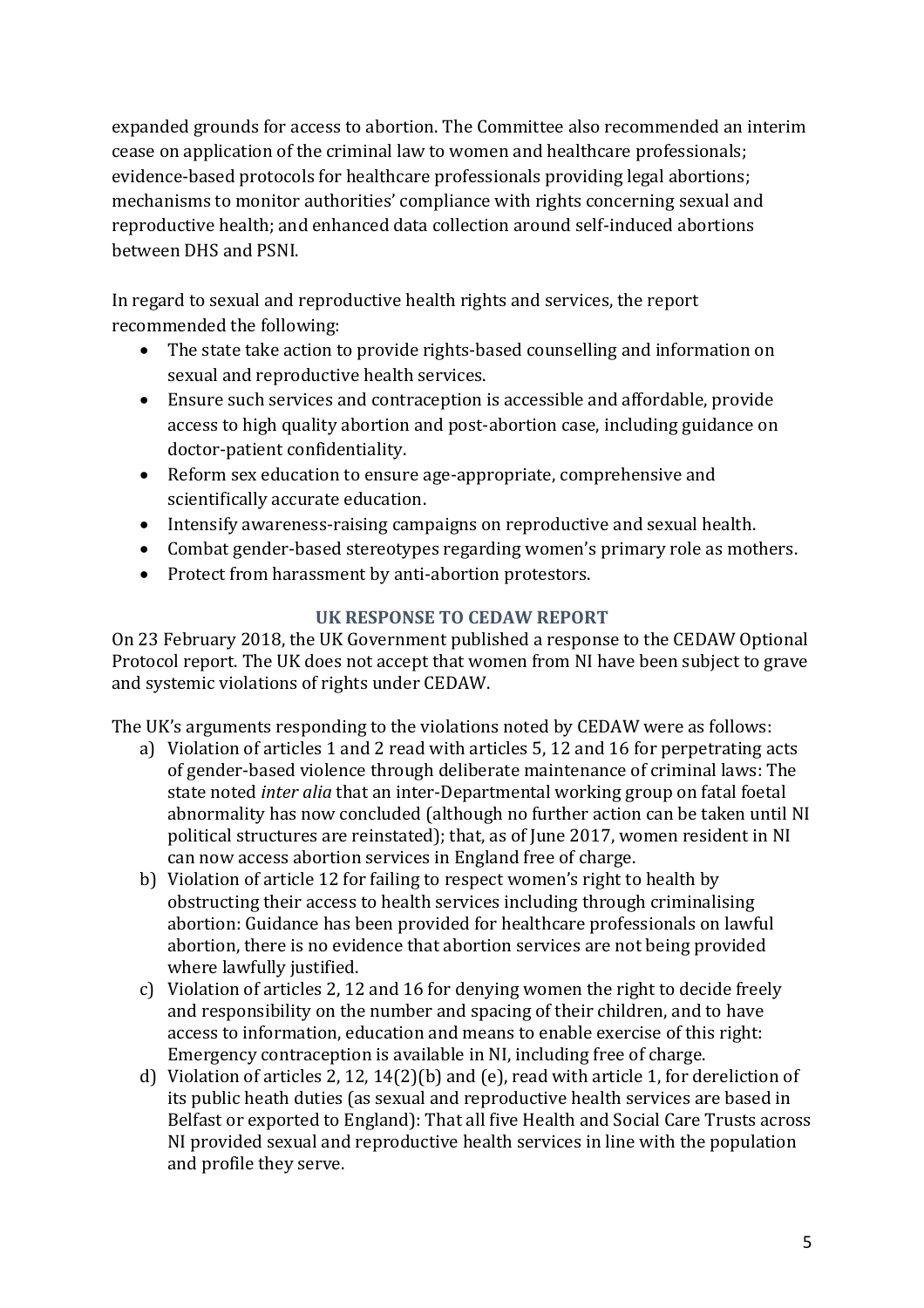expanded grounds for access to abortion. The Committee also recommended an interim cease on application of the criminal law to women and healthcare professionals; evidence-based protocols for healthcare professionals providing legal abortions; mechanisms to monitor authorities' compliance with rights concerning sexual and reproductive health; and enhanced data collection around self-induced abortions between DHS and PSNI.

In regard to sexual and reproductive health rights and services, the report recommended the following:

- The state take action to provide rights-based counselling and information on sexual and reproductive health services.
- Ensure such services and contraception is accessible and affordable, provide access to high quality abortion and post-abortion case, including guidance on doctor-patient confidentiality.
- Reform sex education to ensure age-appropriate, comprehensive and scientifically accurate education.
- Intensify awareness-raising campaigns on reproductive and sexual health.
- Combat gender-based stereotypes regarding women's primary role as mothers.
- Protect from harassment by anti-abortion protestors.

## UK RESPONSE TO CEDAW REPORT

On 23 February 2018, the UK Government published a response to the CEDAW Optional Protocol report. The UK does not accept that women from NI have been subject to grave and systemic violations of rights under CEDAW.

The UK's arguments responding to the violations noted by CEDAW were as follows:

a) Violation of articles 1 and 2 read with articles 5, 12 and 16 for perpetrating acts of gender-based violence through deliberate maintenance of criminal laws: The state noted *inter alia* that an inter-Departmental working group on fatal foetal abnormality has now concluded (although no further action can be taken until NI political structures are reinstated); that, as of June 2017, women resident in NI can now access abortion services in England free of charge.
b) Violation of article 12 for failing to respect women's right to health by obstructing their access to health services including through criminalising abortion: Guidance has been provided for healthcare professionals on lawful abortion, there is no evidence that abortion services are not being provided where lawfully justified.
c) Violation of articles 2, 12 and 16 for denying women the right to decide freely and responsibility on the number and spacing of their children, and to have access to information, education and means to enable exercise of this right: Emergency contraception is available in NI, including free of charge.
d) Violation of articles 2, 12, 14(2)(b) and (e), read with article 1, for dereliction of its public heath duties (as sexual and reproductive health services are based in Belfast or exported to England): That all five Health and Social Care Trusts across NI provided sexual and reproductive health services in line with the population and profile they serve.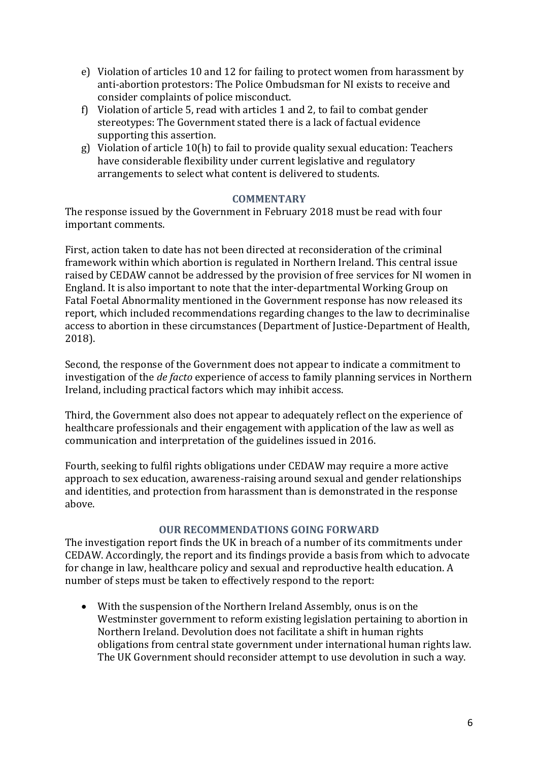e) Violation of articles 10 and 12 for failing to protect women from harassment by anti-abortion protestors: The Police Ombudsman for NI exists to receive and consider complaints of police misconduct.
f) Violation of article 5, read with articles 1 and 2, to fail to combat gender stereotypes: The Government stated there is a lack of factual evidence supporting this assertion.
g) Violation of article 10(h) to fail to provide quality sexual education: Teachers have considerable flexibility under current legislative and regulatory arrangements to select what content is delivered to students.

## COMMENTARY

The response issued by the Government in February 2018 must be read with four important comments.

First, action taken to date has not been directed at reconsideration of the criminal framework within which abortion is regulated in Northern Ireland. This central issue raised by CEDAW cannot be addressed by the provision of free services for NI women in England. It is also important to note that the inter-departmental Working Group on Fatal Foetal Abnormality mentioned in the Government response has now released its report, which included recommendations regarding changes to the law to decriminalise access to abortion in these circumstances (Department of Justice-Department of Health, 2018).

Second, the response of the Government does not appear to indicate a commitment to investigation of the *de facto* experience of access to family planning services in Northern Ireland, including practical factors which may inhibit access.

Third, the Government also does not appear to adequately reflect on the experience of healthcare professionals and their engagement with application of the law as well as communication and interpretation of the guidelines issued in 2016.

Fourth, seeking to fulfil rights obligations under CEDAW may require a more active approach to sex education, awareness-raising around sexual and gender relationships and identities, and protection from harassment than is demonstrated in the response above.

## OUR RECOMMENDATIONS GOING FORWARD

The investigation report finds the UK in breach of a number of its commitments under CEDAW. Accordingly, the report and its findings provide a basis from which to advocate for change in law, healthcare policy and sexual and reproductive health education. A number of steps must be taken to effectively respond to the report:

- With the suspension of the Northern Ireland Assembly, onus is on the Westminster government to reform existing legislation pertaining to abortion in Northern Ireland. Devolution does not facilitate a shift in human rights obligations from central state government under international human rights law. The UK Government should reconsider attempt to use devolution in such a way.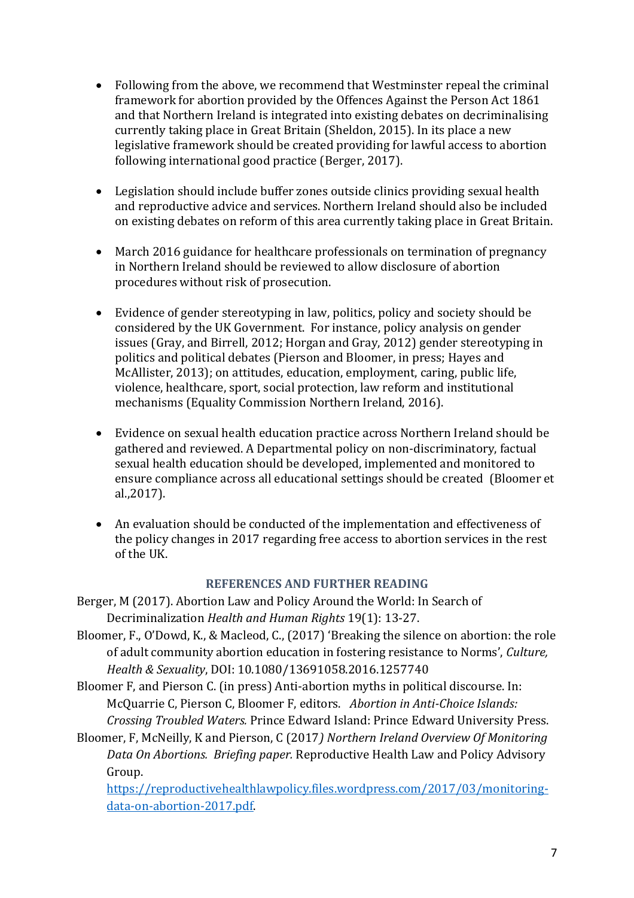- Following from the above, we recommend that Westminster repeal the criminal framework for abortion provided by the Offences Against the Person Act 1861 and that Northern Ireland is integrated into existing debates on decriminalising currently taking place in Great Britain (Sheldon, 2015). In its place a new legislative framework should be created providing for lawful access to abortion following international good practice (Berger, 2017).

- Legislation should include buffer zones outside clinics providing sexual health and reproductive advice and services. Northern Ireland should also be included on existing debates on reform of this area currently taking place in Great Britain.

- March 2016 guidance for healthcare professionals on termination of pregnancy in Northern Ireland should be reviewed to allow disclosure of abortion procedures without risk of prosecution.

- Evidence of gender stereotyping in law, politics, policy and society should be considered by the UK Government. For instance, policy analysis on gender issues (Gray, and Birrell, 2012; Horgan and Gray, 2012) gender stereotyping in politics and political debates (Pierson and Bloomer, in press; Hayes and McAllister, 2013); on attitudes, education, employment, caring, public life, violence, healthcare, sport, social protection, law reform and institutional mechanisms (Equality Commission Northern Ireland, 2016).

- Evidence on sexual health education practice across Northern Ireland should be gathered and reviewed. A Departmental policy on non-discriminatory, factual sexual health education should be developed, implemented and monitored to ensure compliance across all educational settings should be created (Bloomer et al.,2017).

- An evaluation should be conducted of the implementation and effectiveness of the policy changes in 2017 regarding free access to abortion services in the rest of the UK.

## REFERENCES AND FURTHER READING

Berger, M (2017). Abortion Law and Policy Around the World: In Search of Decriminalization *Health and Human Rights* 19(1): 13-27.

Bloomer, F., O'Dowd, K., & Macleod, C., (2017) 'Breaking the silence on abortion: the role of adult community abortion education in fostering resistance to Norms', *Culture, Health & Sexuality*, DOI: 10.1080/13691058.2016.1257740

Bloomer F, and Pierson C. (in press) Anti-abortion myths in political discourse. In: McQuarrie C, Pierson C, Bloomer F, editors. *Abortion in Anti-Choice Islands: Crossing Troubled Waters.* Prince Edward Island: Prince Edward University Press.

Bloomer, F, McNeilly, K and Pierson, C (2017*) Northern Ireland Overview Of Monitoring Data On Abortions. Briefing paper.* Reproductive Health Law and Policy Advisory Group. https://reproductivehealthlawpolicy.files.wordpress.com/2017/03/monitoring-data-on-abortion-2017.pdf.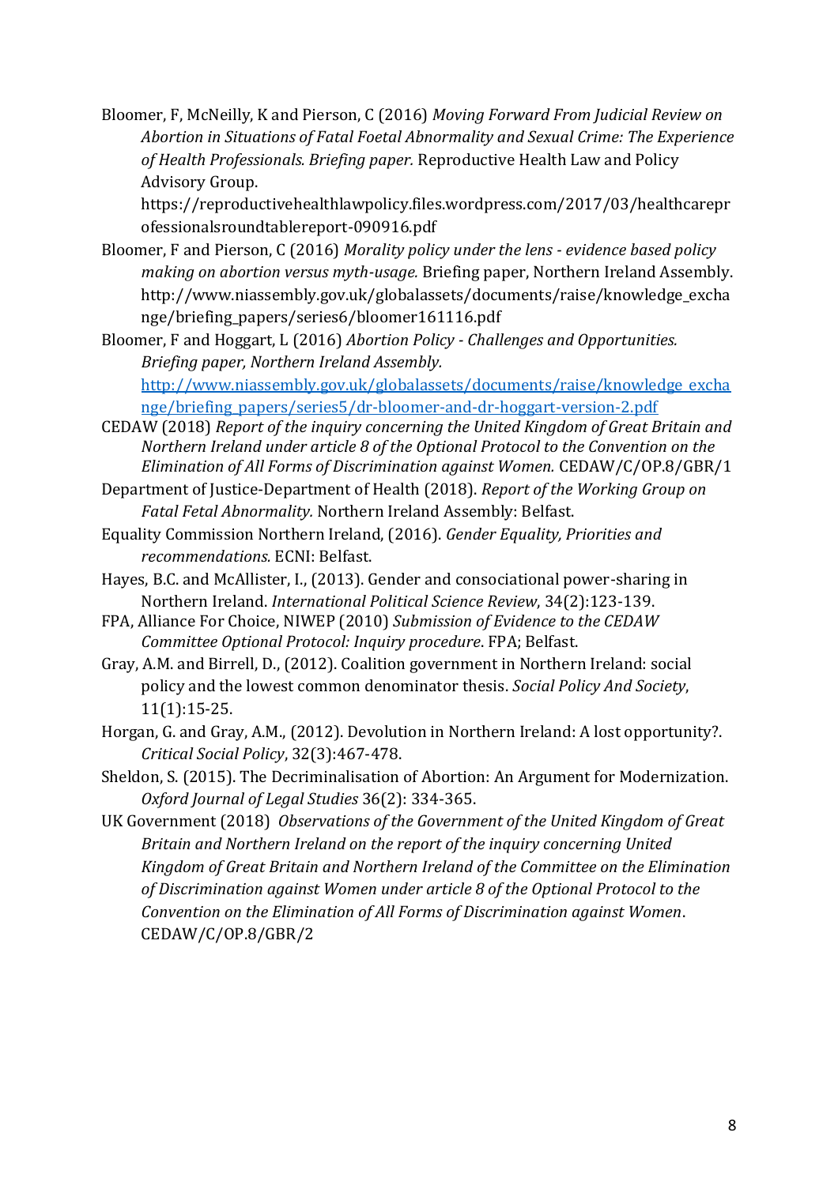Bloomer, F, McNeilly, K and Pierson, C (2016) *Moving Forward From Judicial Review on Abortion in Situations of Fatal Foetal Abnormality and Sexual Crime: The Experience of Health Professionals. Briefing paper.* Reproductive Health Law and Policy Advisory Group. https://reproductivehealthlawpolicy.files.wordpress.com/2017/03/healthcareprofessionalsroundtablereport-090916.pdf

Bloomer, F and Pierson, C (2016) *Morality policy under the lens - evidence based policy making on abortion versus myth-usage.* Briefing paper, Northern Ireland Assembly. http://www.niassembly.gov.uk/globalassets/documents/raise/knowledge_exchange/briefing_papers/series6/bloomer161116.pdf

Bloomer, F and Hoggart, L (2016) *Abortion Policy - Challenges and Opportunities. Briefing paper, Northern Ireland Assembly.* http://www.niassembly.gov.uk/globalassets/documents/raise/knowledge_exchange/briefing_papers/series5/dr-bloomer-and-dr-hoggart-version-2.pdf

CEDAW (2018) *Report of the inquiry concerning the United Kingdom of Great Britain and Northern Ireland under article 8 of the Optional Protocol to the Convention on the Elimination of All Forms of Discrimination against Women.* CEDAW/C/OP.8/GBR/1

Department of Justice-Department of Health (2018). *Report of the Working Group on Fatal Fetal Abnormality.* Northern Ireland Assembly: Belfast.

Equality Commission Northern Ireland, (2016). *Gender Equality, Priorities and recommendations.* ECNI: Belfast.

Hayes, B.C. and McAllister, I., (2013). Gender and consociational power-sharing in Northern Ireland. *International Political Science Review*, 34(2):123-139.

FPA, Alliance For Choice, NIWEP (2010) *Submission of Evidence to the CEDAW Committee Optional Protocol: Inquiry procedure*. FPA; Belfast.

Gray, A.M. and Birrell, D., (2012). Coalition government in Northern Ireland: social policy and the lowest common denominator thesis. *Social Policy And Society*, 11(1):15-25.

Horgan, G. and Gray, A.M., (2012). Devolution in Northern Ireland: A lost opportunity?. *Critical Social Policy*, 32(3):467-478.

Sheldon, S. (2015). The Decriminalisation of Abortion: An Argument for Modernization. *Oxford Journal of Legal Studies* 36(2): 334-365.

UK Government (2018) *Observations of the Government of the United Kingdom of Great Britain and Northern Ireland on the report of the inquiry concerning United Kingdom of Great Britain and Northern Ireland of the Committee on the Elimination of Discrimination against Women under article 8 of the Optional Protocol to the Convention on the Elimination of All Forms of Discrimination against Women*. CEDAW/C/OP.8/GBR/2